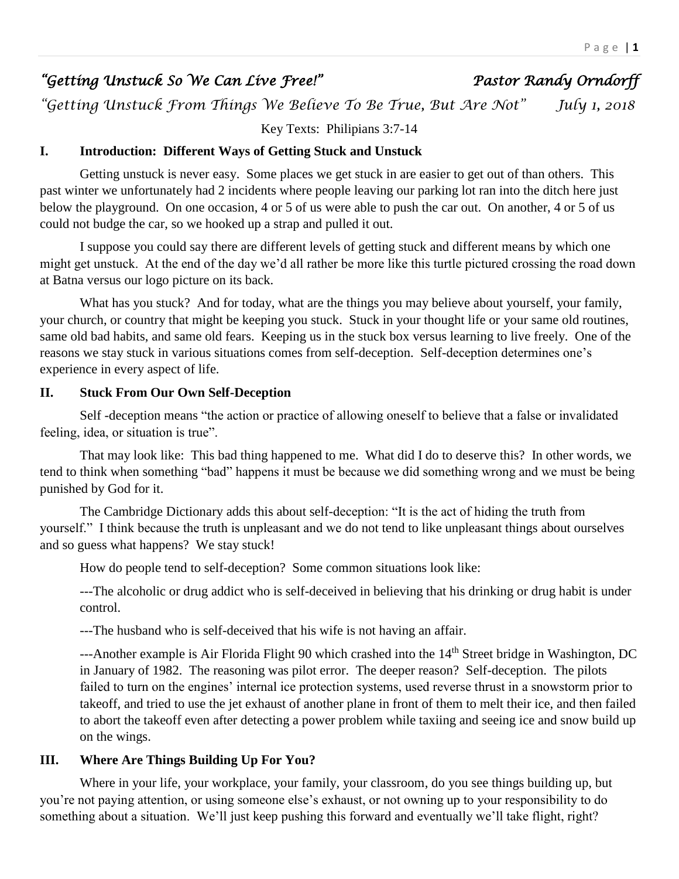# *"Getting Unstuck So We Can Live Free!"* *Pastor Randy Orndorff*

*"Getting Unstuck From Things We Believe To Be True, But Are Not"* *July 1, 2018*

Key Texts: Philipians 3:7-14

## I. Introduction: Different Ways of Getting Stuck and Unstuck

Getting unstuck is never easy. Some places we get stuck in are easier to get out of than others. This past winter we unfortunately had 2 incidents where people leaving our parking lot ran into the ditch here just below the playground. On one occasion, 4 or 5 of us were able to push the car out. On another, 4 or 5 of us could not budge the car, so we hooked up a strap and pulled it out.

I suppose you could say there are different levels of getting stuck and different means by which one might get unstuck. At the end of the day we'd all rather be more like this turtle pictured crossing the road down at Batna versus our logo picture on its back.

What has you stuck? And for today, what are the things you may believe about yourself, your family, your church, or country that might be keeping you stuck. Stuck in your thought life or your same old routines, same old bad habits, and same old fears. Keeping us in the stuck box versus learning to live freely. One of the reasons we stay stuck in various situations comes from self-deception. Self-deception determines one's experience in every aspect of life.

## II. Stuck From Our Own Self-Deception

Self -deception means "the action or practice of allowing oneself to believe that a false or invalidated feeling, idea, or situation is true".

That may look like: This bad thing happened to me. What did I do to deserve this? In other words, we tend to think when something "bad" happens it must be because we did something wrong and we must be being punished by God for it.

The Cambridge Dictionary adds this about self-deception: "It is the act of hiding the truth from yourself." I think because the truth is unpleasant and we do not tend to like unpleasant things about ourselves and so guess what happens? We stay stuck!

How do people tend to self-deception? Some common situations look like:

---The alcoholic or drug addict who is self-deceived in believing that his drinking or drug habit is under control.

---The husband who is self-deceived that his wife is not having an affair.

---Another example is Air Florida Flight 90 which crashed into the 14th Street bridge in Washington, DC in January of 1982. The reasoning was pilot error. The deeper reason? Self-deception. The pilots failed to turn on the engines' internal ice protection systems, used reverse thrust in a snowstorm prior to takeoff, and tried to use the jet exhaust of another plane in front of them to melt their ice, and then failed to abort the takeoff even after detecting a power problem while taxiing and seeing ice and snow build up on the wings.

## III. Where Are Things Building Up For You?

Where in your life, your workplace, your family, your classroom, do you see things building up, but you're not paying attention, or using someone else's exhaust, or not owning up to your responsibility to do something about a situation. We'll just keep pushing this forward and eventually we'll take flight, right?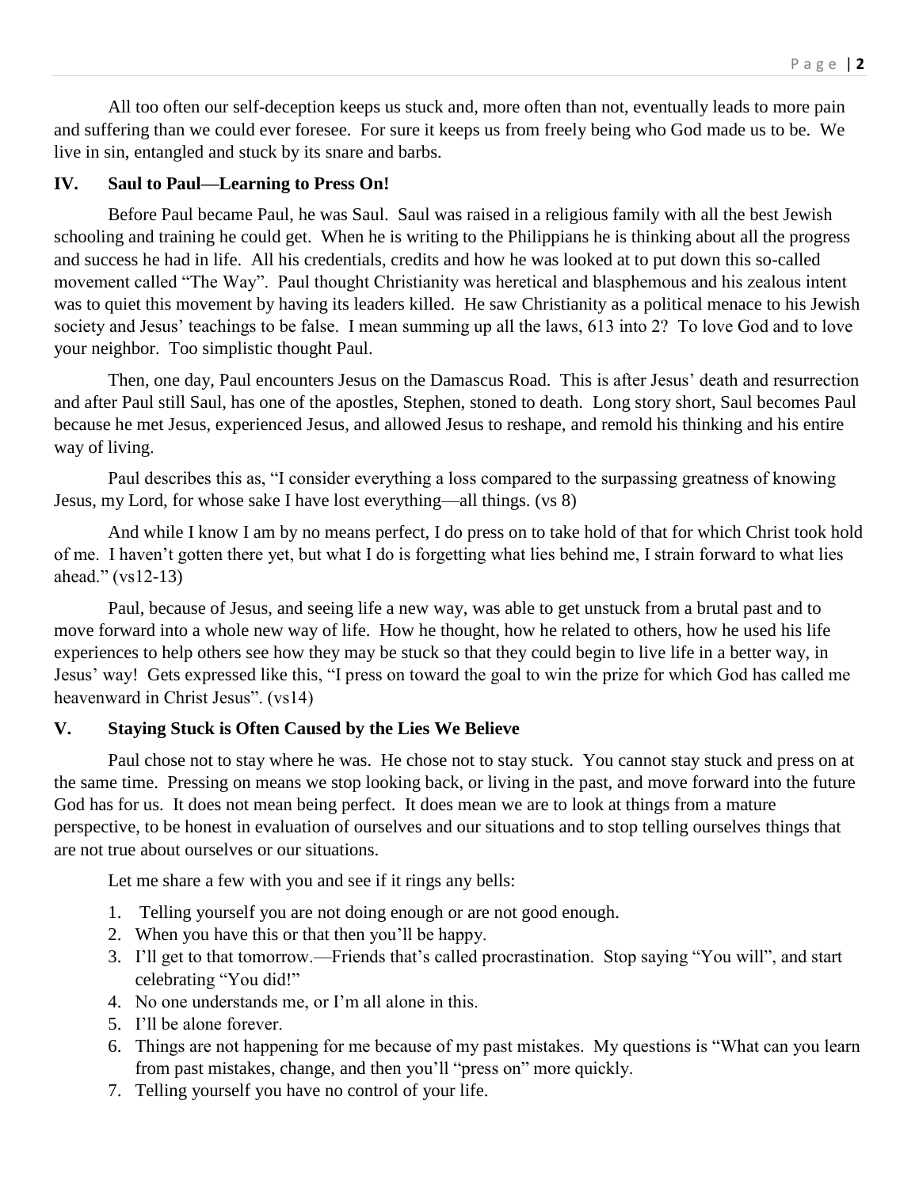All too often our self-deception keeps us stuck and, more often than not, eventually leads to more pain and suffering than we could ever foresee. For sure it keeps us from freely being who God made us to be. We live in sin, entangled and stuck by its snare and barbs.

## IV. Saul to Paul—Learning to Press On!

Before Paul became Paul, he was Saul. Saul was raised in a religious family with all the best Jewish schooling and training he could get. When he is writing to the Philippians he is thinking about all the progress and success he had in life. All his credentials, credits and how he was looked at to put down this so-called movement called "The Way". Paul thought Christianity was heretical and blasphemous and his zealous intent was to quiet this movement by having its leaders killed. He saw Christianity as a political menace to his Jewish society and Jesus' teachings to be false. I mean summing up all the laws, 613 into 2? To love God and to love your neighbor. Too simplistic thought Paul.

Then, one day, Paul encounters Jesus on the Damascus Road. This is after Jesus' death and resurrection and after Paul still Saul, has one of the apostles, Stephen, stoned to death. Long story short, Saul becomes Paul because he met Jesus, experienced Jesus, and allowed Jesus to reshape, and remold his thinking and his entire way of living.

Paul describes this as, "I consider everything a loss compared to the surpassing greatness of knowing Jesus, my Lord, for whose sake I have lost everything—all things. (vs 8)

And while I know I am by no means perfect, I do press on to take hold of that for which Christ took hold of me. I haven't gotten there yet, but what I do is forgetting what lies behind me, I strain forward to what lies ahead." (vs12-13)

Paul, because of Jesus, and seeing life a new way, was able to get unstuck from a brutal past and to move forward into a whole new way of life. How he thought, how he related to others, how he used his life experiences to help others see how they may be stuck so that they could begin to live life in a better way, in Jesus' way! Gets expressed like this, "I press on toward the goal to win the prize for which God has called me heavenward in Christ Jesus". (vs14)

## V. Staying Stuck is Often Caused by the Lies We Believe

Paul chose not to stay where he was. He chose not to stay stuck. You cannot stay stuck and press on at the same time. Pressing on means we stop looking back, or living in the past, and move forward into the future God has for us. It does not mean being perfect. It does mean we are to look at things from a mature perspective, to be honest in evaluation of ourselves and our situations and to stop telling ourselves things that are not true about ourselves or our situations.

Let me share a few with you and see if it rings any bells:

1. Telling yourself you are not doing enough or are not good enough.
2. When you have this or that then you'll be happy.
3. I'll get to that tomorrow.—Friends that's called procrastination. Stop saying "You will", and start celebrating "You did!"
4. No one understands me, or I'm all alone in this.
5. I'll be alone forever.
6. Things are not happening for me because of my past mistakes. My questions is "What can you learn from past mistakes, change, and then you'll "press on" more quickly.
7. Telling yourself you have no control of your life.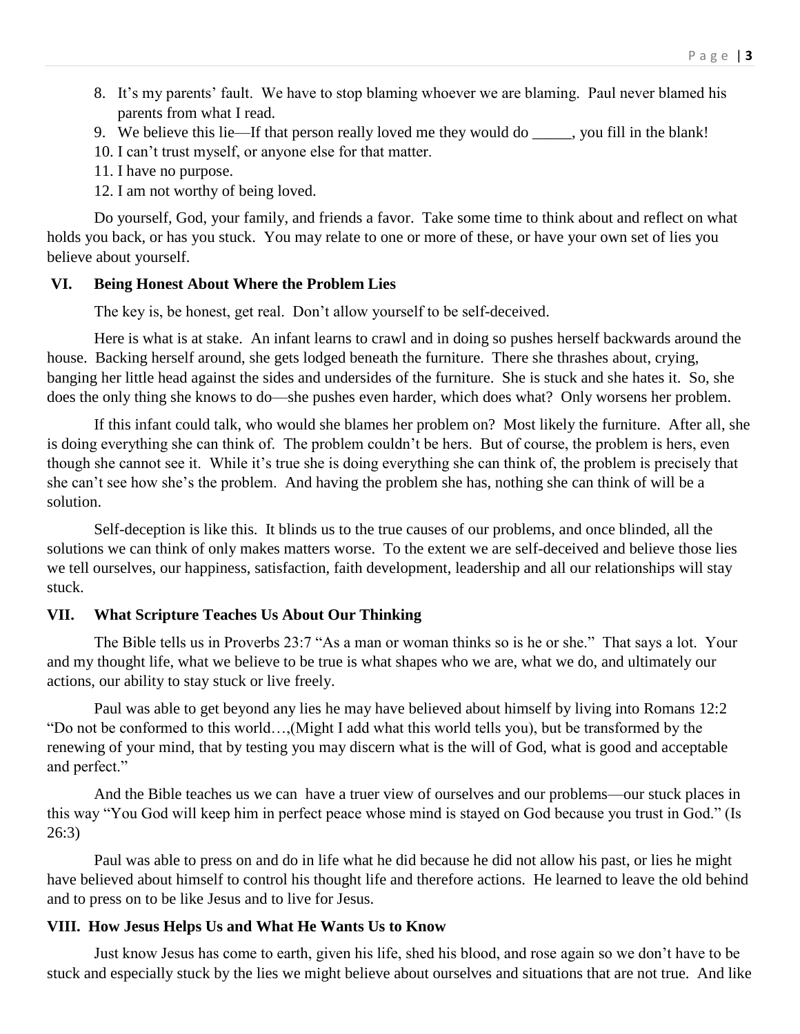8. It's my parents' fault. We have to stop blaming whoever we are blaming. Paul never blamed his parents from what I read.
9. We believe this lie—If that person really loved me they would do _____, you fill in the blank!
10. I can't trust myself, or anyone else for that matter.
11. I have no purpose.
12. I am not worthy of being loved.

Do yourself, God, your family, and friends a favor. Take some time to think about and reflect on what holds you back, or has you stuck. You may relate to one or more of these, or have your own set of lies you believe about yourself.

### VI. Being Honest About Where the Problem Lies

The key is, be honest, get real. Don't allow yourself to be self-deceived.

Here is what is at stake. An infant learns to crawl and in doing so pushes herself backwards around the house. Backing herself around, she gets lodged beneath the furniture. There she thrashes about, crying, banging her little head against the sides and undersides of the furniture. She is stuck and she hates it. So, she does the only thing she knows to do—she pushes even harder, which does what? Only worsens her problem.

If this infant could talk, who would she blames her problem on? Most likely the furniture. After all, she is doing everything she can think of. The problem couldn't be hers. But of course, the problem is hers, even though she cannot see it. While it's true she is doing everything she can think of, the problem is precisely that she can't see how she's the problem. And having the problem she has, nothing she can think of will be a solution.

Self-deception is like this. It blinds us to the true causes of our problems, and once blinded, all the solutions we can think of only makes matters worse. To the extent we are self-deceived and believe those lies we tell ourselves, our happiness, satisfaction, faith development, leadership and all our relationships will stay stuck.

### VII. What Scripture Teaches Us About Our Thinking

The Bible tells us in Proverbs 23:7 "As a man or woman thinks so is he or she." That says a lot. Your and my thought life, what we believe to be true is what shapes who we are, what we do, and ultimately our actions, our ability to stay stuck or live freely.

Paul was able to get beyond any lies he may have believed about himself by living into Romans 12:2 "Do not be conformed to this world…,(Might I add what this world tells you), but be transformed by the renewing of your mind, that by testing you may discern what is the will of God, what is good and acceptable and perfect."

And the Bible teaches us we can have a truer view of ourselves and our problems—our stuck places in this way "You God will keep him in perfect peace whose mind is stayed on God because you trust in God." (Is 26:3)

Paul was able to press on and do in life what he did because he did not allow his past, or lies he might have believed about himself to control his thought life and therefore actions. He learned to leave the old behind and to press on to be like Jesus and to live for Jesus.

### VIII. How Jesus Helps Us and What He Wants Us to Know

Just know Jesus has come to earth, given his life, shed his blood, and rose again so we don't have to be stuck and especially stuck by the lies we might believe about ourselves and situations that are not true. And like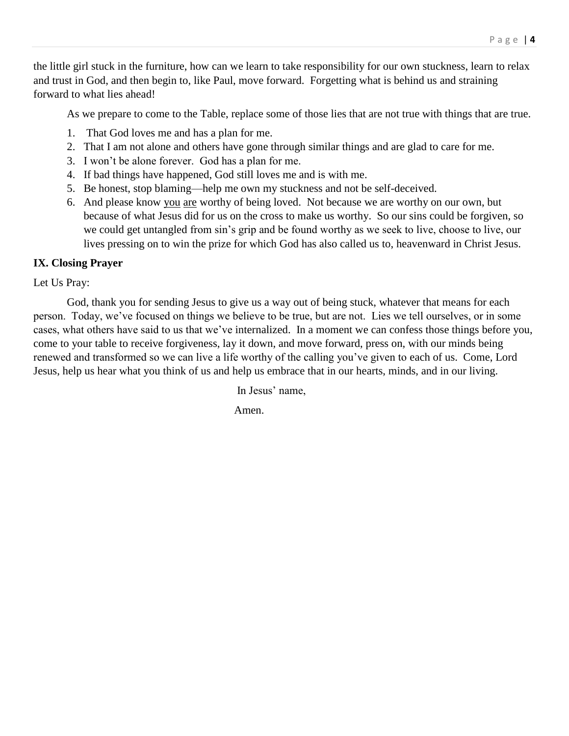the little girl stuck in the furniture, how can we learn to take responsibility for our own stuckness, learn to relax and trust in God, and then begin to, like Paul, move forward. Forgetting what is behind us and straining forward to what lies ahead!

As we prepare to come to the Table, replace some of those lies that are not true with things that are true.

1. That God loves me and has a plan for me.
2. That I am not alone and others have gone through similar things and are glad to care for me.
3. I won't be alone forever. God has a plan for me.
4. If bad things have happened, God still loves me and is with me.
5. Be honest, stop blaming—help me own my stuckness and not be self-deceived.
6. And please know <u>you</u> <u>are</u> worthy of being loved. Not because we are worthy on our own, but because of what Jesus did for us on the cross to make us worthy. So our sins could be forgiven, so we could get untangled from sin's grip and be found worthy as we seek to live, choose to live, our lives pressing on to win the prize for which God has also called us to, heavenward in Christ Jesus.

**IX. Closing Prayer**

Let Us Pray:

God, thank you for sending Jesus to give us a way out of being stuck, whatever that means for each person. Today, we've focused on things we believe to be true, but are not. Lies we tell ourselves, or in some cases, what others have said to us that we've internalized. In a moment we can confess those things before you, come to your table to receive forgiveness, lay it down, and move forward, press on, with our minds being renewed and transformed so we can live a life worthy of the calling you've given to each of us. Come, Lord Jesus, help us hear what you think of us and help us embrace that in our hearts, minds, and in our living.

In Jesus' name,

Amen.